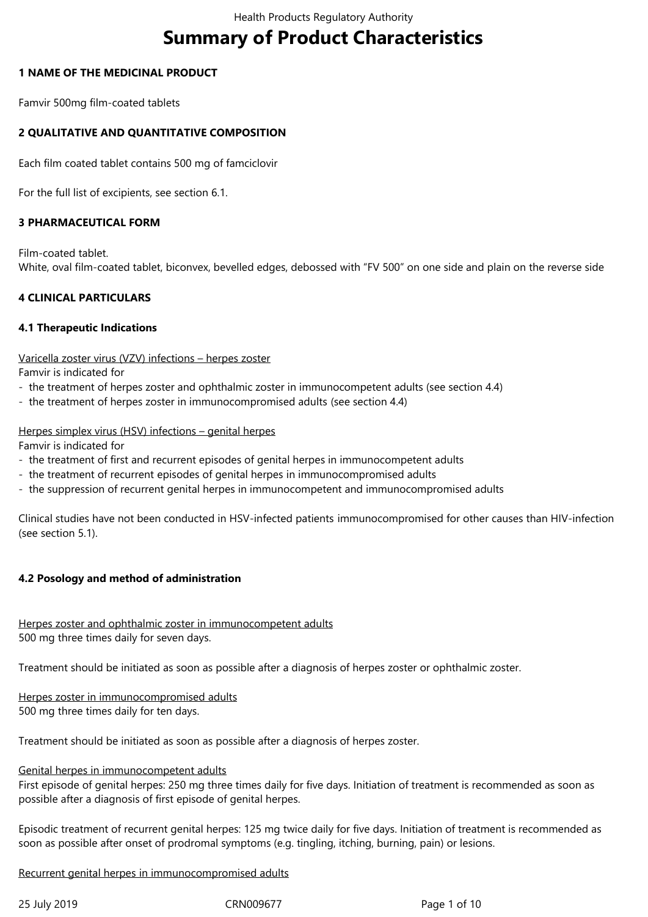# Summary of Product Characteristics

## 1 NAME OF THE MEDICINAL PRODUCT

Famvir 500mg film-coated tablets

## 2 QUALITATIVE AND QUANTITATIVE COMPOSITION

Each film coated tablet contains 500 mg of famciclovir

For the full list of excipients, see section 6.1.

## 3 PHARMACEUTICAL FORM

Film-coated tablet.
White, oval film-coated tablet, biconvex, bevelled edges, debossed with "FV 500" on one side and plain on the reverse side

## 4 CLINICAL PARTICULARS

### 4.1 Therapeutic Indications

Varicella zoster virus (VZV) infections – herpes zoster
Famvir is indicated for
- the treatment of herpes zoster and ophthalmic zoster in immunocompetent adults (see section 4.4)
- the treatment of herpes zoster in immunocompromised adults (see section 4.4)

Herpes simplex virus (HSV) infections – genital herpes
Famvir is indicated for
- the treatment of first and recurrent episodes of genital herpes in immunocompetent adults
- the treatment of recurrent episodes of genital herpes in immunocompromised adults
- the suppression of recurrent genital herpes in immunocompetent and immunocompromised adults

Clinical studies have not been conducted in HSV-infected patients immunocompromised for other causes than HIV-infection (see section 5.1).

### 4.2 Posology and method of administration

Herpes zoster and ophthalmic zoster in immunocompetent adults
500 mg three times daily for seven days.

Treatment should be initiated as soon as possible after a diagnosis of herpes zoster or ophthalmic zoster.

Herpes zoster in immunocompromised adults
500 mg three times daily for ten days.

Treatment should be initiated as soon as possible after a diagnosis of herpes zoster.

Genital herpes in immunocompetent adults
First episode of genital herpes: 250 mg three times daily for five days. Initiation of treatment is recommended as soon as possible after a diagnosis of first episode of genital herpes.

Episodic treatment of recurrent genital herpes: 125 mg twice daily for five days. Initiation of treatment is recommended as soon as possible after onset of prodromal symptoms (e.g. tingling, itching, burning, pain) or lesions.

Recurrent genital herpes in immunocompromised adults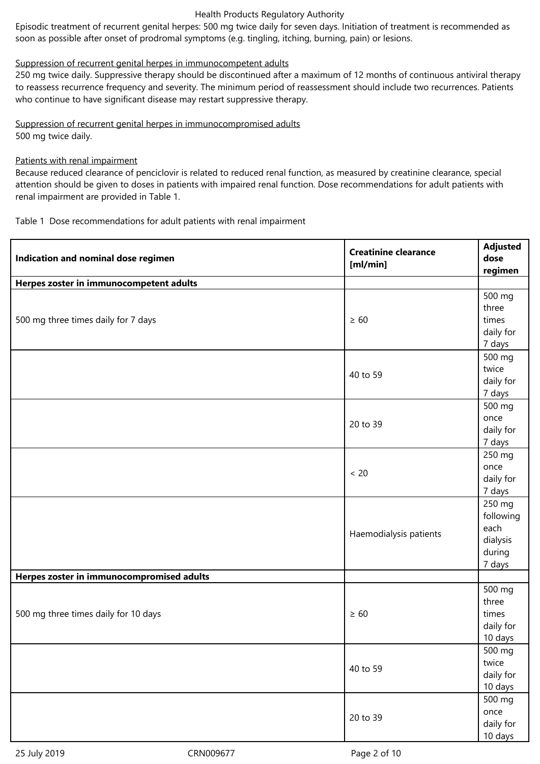Episodic treatment of recurrent genital herpes: 500 mg twice daily for seven days. Initiation of treatment is recommended as soon as possible after onset of prodromal symptoms (e.g. tingling, itching, burning, pain) or lesions.

Suppression of recurrent genital herpes in immunocompetent adults

250 mg twice daily. Suppressive therapy should be discontinued after a maximum of 12 months of continuous antiviral therapy to reassess recurrence frequency and severity. The minimum period of reassessment should include two recurrences. Patients who continue to have significant disease may restart suppressive therapy.

Suppression of recurrent genital herpes in immunocompromised adults

500 mg twice daily.

Patients with renal impairment

Because reduced clearance of penciclovir is related to reduced renal function, as measured by creatinine clearance, special attention should be given to doses in patients with impaired renal function. Dose recommendations for adult patients with renal impairment are provided in Table 1.

Table 1 Dose recommendations for adult patients with renal impairment

| **Indication and nominal dose regimen** | **Creatinine clearance [ml/min]** | **Adjusted dose regimen** |
|---|---|---|
| **Herpes zoster in immunocompetent adults** | | |
| 500 mg three times daily for 7 days | ≥ 60 | 500 mg three times daily for 7 days |
| | 40 to 59 | 500 mg twice daily for 7 days |
| | 20 to 39 | 500 mg once daily for 7 days |
| | < 20 | 250 mg once daily for 7 days |
| | Haemodialysis patients | 250 mg following each dialysis during 7 days |
| **Herpes zoster in immunocompromised adults** | | |
| 500 mg three times daily for 10 days | ≥ 60 | 500 mg three times daily for 10 days |
| | 40 to 59 | 500 mg twice daily for 10 days |
| | 20 to 39 | 500 mg once daily for 10 days |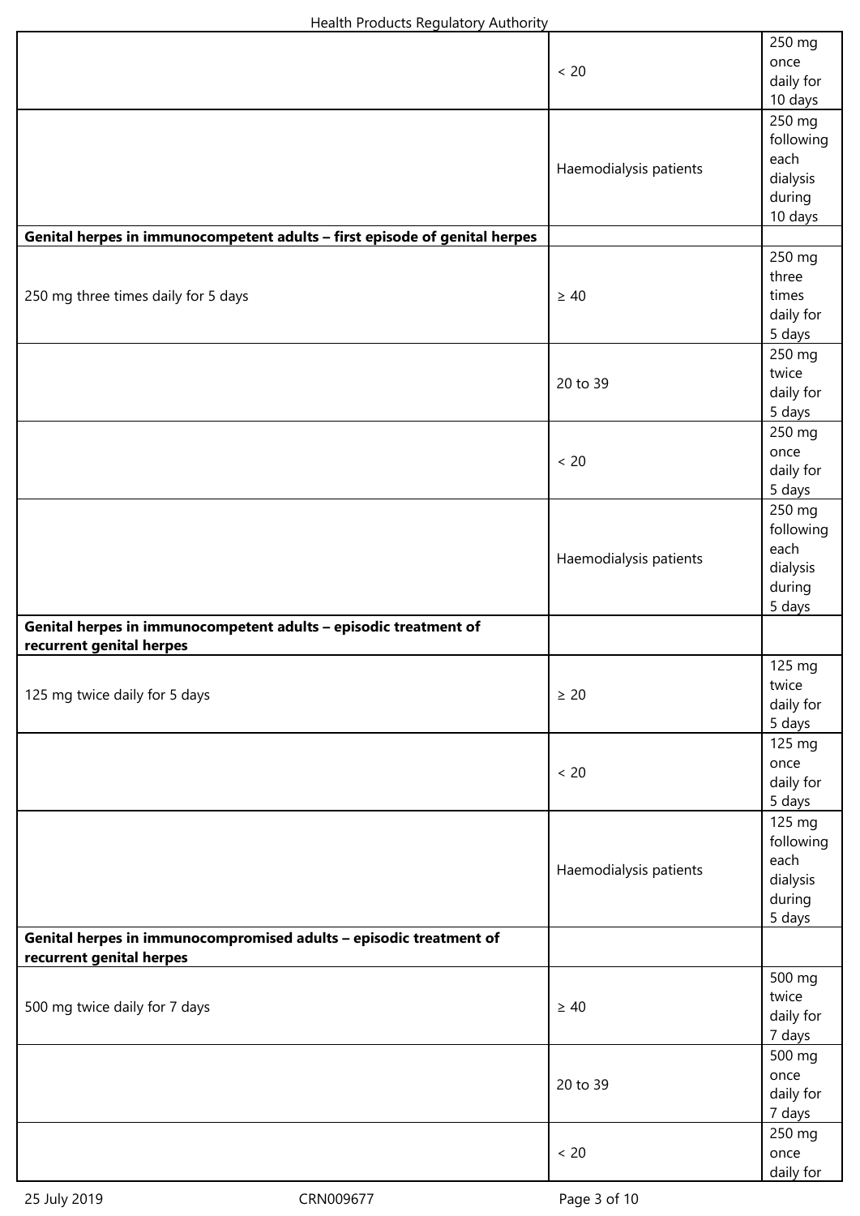| | | |
|---|---|---|
| | < 20 | 250 mg once daily for 10 days |
| | Haemodialysis patients | 250 mg following each dialysis during 10 days |
| **Genital herpes in immunocompetent adults – first episode of genital herpes** | | |
| 250 mg three times daily for 5 days | ≥ 40 | 250 mg three times daily for 5 days |
| | 20 to 39 | 250 mg twice daily for 5 days |
| | < 20 | 250 mg once daily for 5 days |
| | Haemodialysis patients | 250 mg following each dialysis during 5 days |
| **Genital herpes in immunocompetent adults – episodic treatment of recurrent genital herpes** | | |
| 125 mg twice daily for 5 days | ≥ 20 | 125 mg twice daily for 5 days |
| | < 20 | 125 mg once daily for 5 days |
| | Haemodialysis patients | 125 mg following each dialysis during 5 days |
| **Genital herpes in immunocompromised adults – episodic treatment of recurrent genital herpes** | | |
| 500 mg twice daily for 7 days | ≥ 40 | 500 mg twice daily for 7 days |
| | 20 to 39 | 500 mg once daily for 7 days |
| | < 20 | 250 mg once daily for |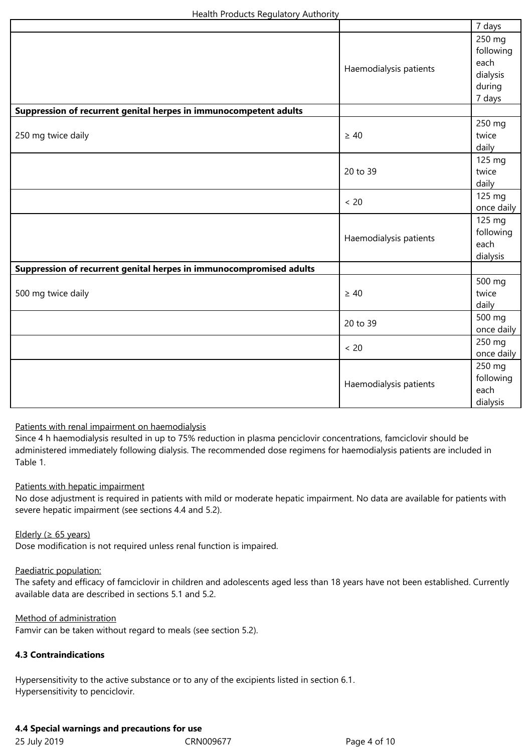| | | |
|---|---|---|
| | | 7 days |
| | Haemodialysis patients | 250 mg following each dialysis during 7 days |
| **Suppression of recurrent genital herpes in immunocompetent adults** | | |
| 250 mg twice daily | ≥ 40 | 250 mg twice daily |
| | 20 to 39 | 125 mg twice daily |
| | < 20 | 125 mg once daily |
| | Haemodialysis patients | 125 mg following each dialysis |
| **Suppression of recurrent genital herpes in immunocompromised adults** | | |
| 500 mg twice daily | ≥ 40 | 500 mg twice daily |
| | 20 to 39 | 500 mg once daily |
| | < 20 | 250 mg once daily |
| | Haemodialysis patients | 250 mg following each dialysis |

Patients with renal impairment on haemodialysis

Since 4 h haemodialysis resulted in up to 75% reduction in plasma penciclovir concentrations, famciclovir should be administered immediately following dialysis. The recommended dose regimens for haemodialysis patients are included in Table 1.

Patients with hepatic impairment

No dose adjustment is required in patients with mild or moderate hepatic impairment. No data are available for patients with severe hepatic impairment (see sections 4.4 and 5.2).

Elderly (≥ 65 years)

Dose modification is not required unless renal function is impaired.

Paediatric population:

The safety and efficacy of famciclovir in children and adolescents aged less than 18 years have not been established. Currently available data are described in sections 5.1 and 5.2.

Method of administration

Famvir can be taken without regard to meals (see section 5.2).

**4.3 Contraindications**

Hypersensitivity to the active substance or to any of the excipients listed in section 6.1.
Hypersensitivity to penciclovir.

**4.4 Special warnings and precautions for use**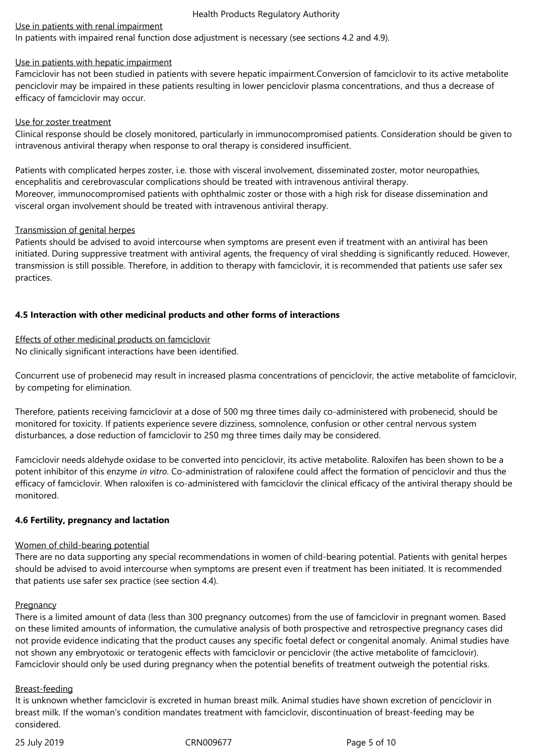Use in patients with renal impairment

In patients with impaired renal function dose adjustment is necessary (see sections 4.2 and 4.9).

Use in patients with hepatic impairment

Famciclovir has not been studied in patients with severe hepatic impairment.Conversion of famciclovir to its active metabolite penciclovir may be impaired in these patients resulting in lower penciclovir plasma concentrations, and thus a decrease of efficacy of famciclovir may occur.

Use for zoster treatment

Clinical response should be closely monitored, particularly in immunocompromised patients. Consideration should be given to intravenous antiviral therapy when response to oral therapy is considered insufficient.

Patients with complicated herpes zoster, i.e. those with visceral involvement, disseminated zoster, motor neuropathies, encephalitis and cerebrovascular complications should be treated with intravenous antiviral therapy.
Moreover, immunocompromised patients with ophthalmic zoster or those with a high risk for disease dissemination and visceral organ involvement should be treated with intravenous antiviral therapy.

Transmission of genital herpes

Patients should be advised to avoid intercourse when symptoms are present even if treatment with an antiviral has been initiated. During suppressive treatment with antiviral agents, the frequency of viral shedding is significantly reduced. However, transmission is still possible. Therefore, in addition to therapy with famciclovir, it is recommended that patients use safer sex practices.

**4.5 Interaction with other medicinal products and other forms of interactions**

Effects of other medicinal products on famciclovir

No clinically significant interactions have been identified.

Concurrent use of probenecid may result in increased plasma concentrations of penciclovir, the active metabolite of famciclovir, by competing for elimination.

Therefore, patients receiving famciclovir at a dose of 500 mg three times daily co-administered with probenecid, should be monitored for toxicity. If patients experience severe dizziness, somnolence, confusion or other central nervous system disturbances, a dose reduction of famciclovir to 250 mg three times daily may be considered.

Famciclovir needs aldehyde oxidase to be converted into penciclovir, its active metabolite. Raloxifen has been shown to be a potent inhibitor of this enzyme *in vitro*. Co-administration of raloxifene could affect the formation of penciclovir and thus the efficacy of famciclovir. When raloxifen is co-administered with famciclovir the clinical efficacy of the antiviral therapy should be monitored.

**4.6 Fertility, pregnancy and lactation**

Women of child-bearing potential

There are no data supporting any special recommendations in women of child-bearing potential. Patients with genital herpes should be advised to avoid intercourse when symptoms are present even if treatment has been initiated. It is recommended that patients use safer sex practice (see section 4.4).

Pregnancy

There is a limited amount of data (less than 300 pregnancy outcomes) from the use of famciclovir in pregnant women. Based on these limited amounts of information, the cumulative analysis of both prospective and retrospective pregnancy cases did not provide evidence indicating that the product causes any specific foetal defect or congenital anomaly. Animal studies have not shown any embryotoxic or teratogenic effects with famciclovir or penciclovir (the active metabolite of famciclovir). Famciclovir should only be used during pregnancy when the potential benefits of treatment outweigh the potential risks.

Breast-feeding

It is unknown whether famciclovir is excreted in human breast milk. Animal studies have shown excretion of penciclovir in breast milk. If the woman's condition mandates treatment with famciclovir, discontinuation of breast-feeding may be considered.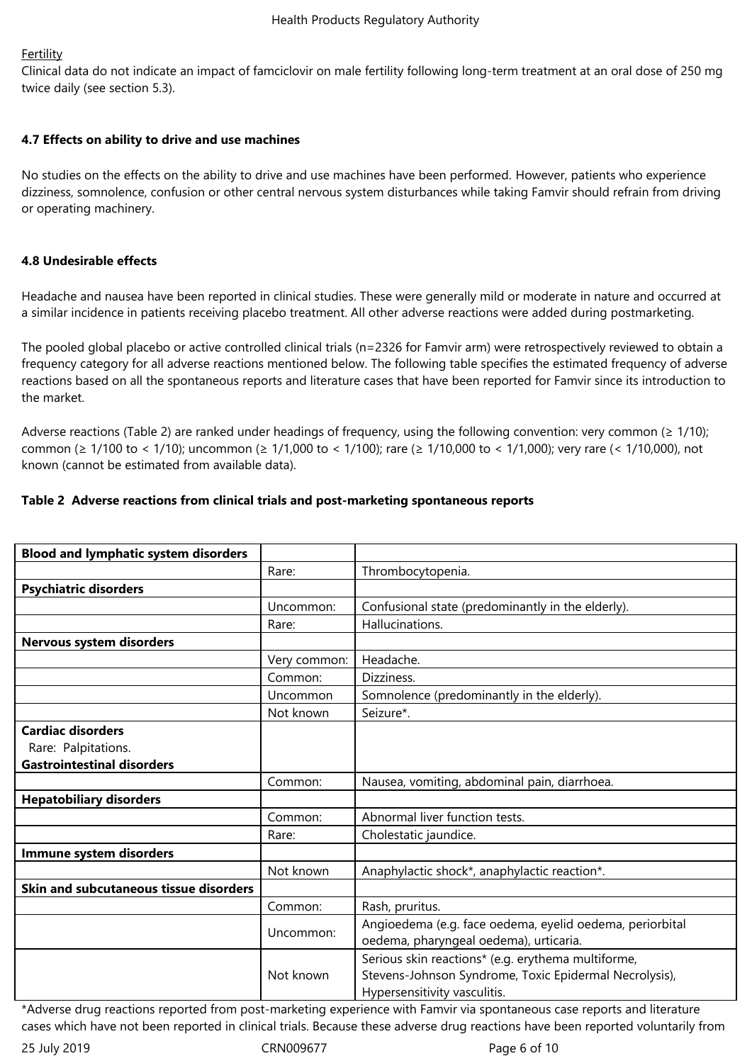Fertility

Clinical data do not indicate an impact of famciclovir on male fertility following long-term treatment at an oral dose of 250 mg twice daily (see section 5.3).

**4.7 Effects on ability to drive and use machines**

No studies on the effects on the ability to drive and use machines have been performed. However, patients who experience dizziness, somnolence, confusion or other central nervous system disturbances while taking Famvir should refrain from driving or operating machinery.

**4.8 Undesirable effects**

Headache and nausea have been reported in clinical studies. These were generally mild or moderate in nature and occurred at a similar incidence in patients receiving placebo treatment. All other adverse reactions were added during postmarketing.

The pooled global placebo or active controlled clinical trials (n=2326 for Famvir arm) were retrospectively reviewed to obtain a frequency category for all adverse reactions mentioned below. The following table specifies the estimated frequency of adverse reactions based on all the spontaneous reports and literature cases that have been reported for Famvir since its introduction to the market.

Adverse reactions (Table 2) are ranked under headings of frequency, using the following convention: very common (≥ 1/10); common (≥ 1/100 to < 1/10); uncommon (≥ 1/1,000 to < 1/100); rare (≥ 1/10,000 to < 1/1,000); very rare (< 1/10,000), not known (cannot be estimated from available data).

**Table 2 Adverse reactions from clinical trials and post-marketing spontaneous reports**

| **Blood and lymphatic system disorders** | | |
|---|---|---|
| | Rare: | Thrombocytopenia. |
| **Psychiatric disorders** | | |
| | Uncommon: | Confusional state (predominantly in the elderly). |
| | Rare: | Hallucinations. |
| **Nervous system disorders** | | |
| | Very common: | Headache. |
| | Common: | Dizziness. |
| | Uncommon | Somnolence (predominantly in the elderly). |
| | Not known | Seizure*. |
| **Cardiac disorders**<br>Rare: Palpitations.<br>**Gastrointestinal disorders** | | |
| | Common: | Nausea, vomiting, abdominal pain, diarrhoea. |
| **Hepatobiliary disorders** | | |
| | Common: | Abnormal liver function tests. |
| | Rare: | Cholestatic jaundice. |
| **Immune system disorders** | | |
| | Not known | Anaphylactic shock*, anaphylactic reaction*. |
| **Skin and subcutaneous tissue disorders** | | |
| | Common: | Rash, pruritus. |
| | Uncommon: | Angioedema (e.g. face oedema, eyelid oedema, periorbital oedema, pharyngeal oedema), urticaria. |
| | Not known | Serious skin reactions* (e.g. erythema multiforme, Stevens-Johnson Syndrome, Toxic Epidermal Necrolysis), Hypersensitivity vasculitis. |

*Adverse drug reactions reported from post-marketing experience with Famvir via spontaneous case reports and literature cases which have not been reported in clinical trials. Because these adverse drug reactions have been reported voluntarily from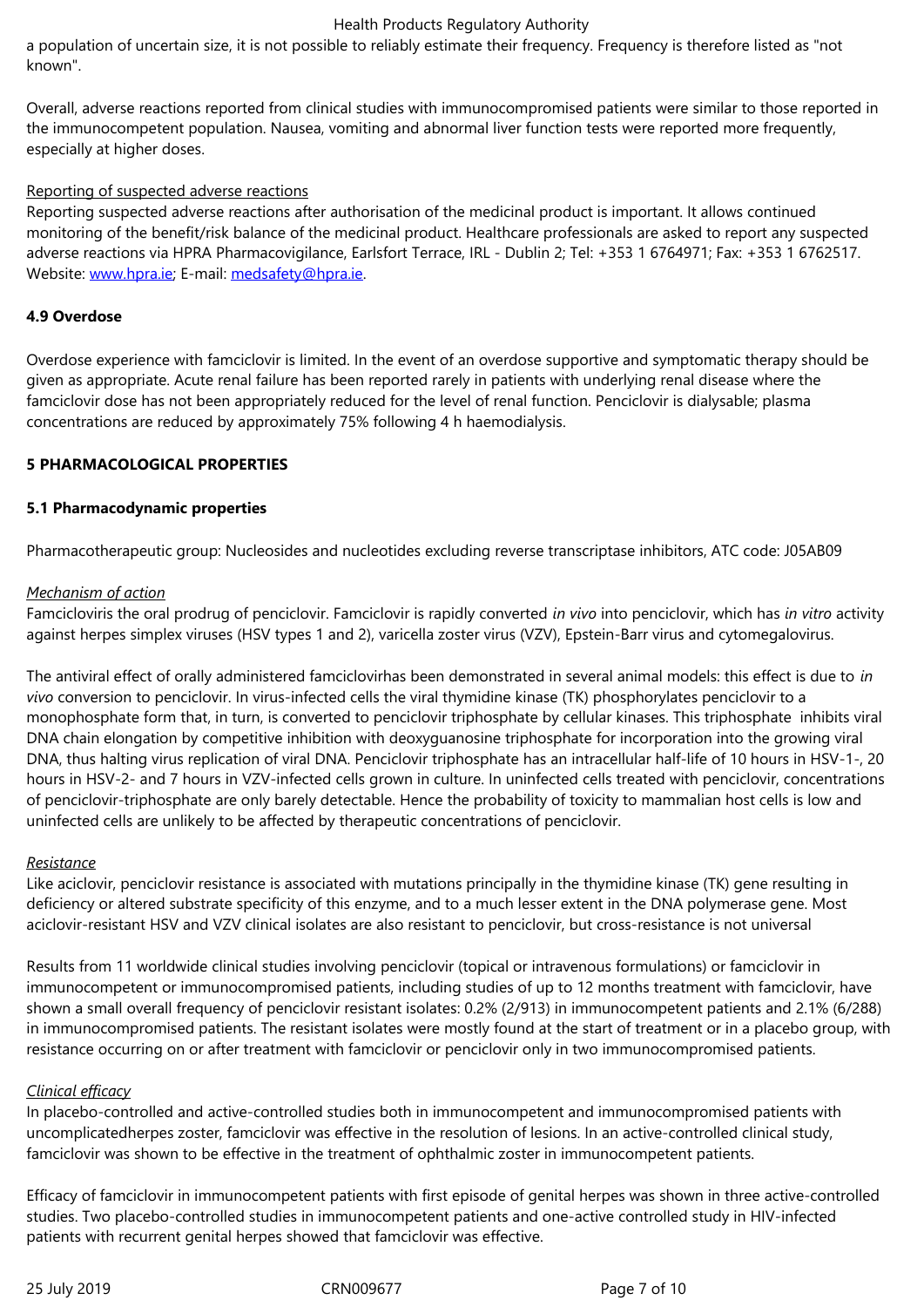a population of uncertain size, it is not possible to reliably estimate their frequency. Frequency is therefore listed as "not known".

Overall, adverse reactions reported from clinical studies with immunocompromised patients were similar to those reported in the immunocompetent population. Nausea, vomiting and abnormal liver function tests were reported more frequently, especially at higher doses.

Reporting of suspected adverse reactions

Reporting suspected adverse reactions after authorisation of the medicinal product is important. It allows continued monitoring of the benefit/risk balance of the medicinal product. Healthcare professionals are asked to report any suspected adverse reactions via HPRA Pharmacovigilance, Earlsfort Terrace, IRL - Dublin 2; Tel: +353 1 6764971; Fax: +353 1 6762517. Website: www.hpra.ie; E-mail: medsafety@hpra.ie.

**4.9 Overdose**

Overdose experience with famciclovir is limited. In the event of an overdose supportive and symptomatic therapy should be given as appropriate. Acute renal failure has been reported rarely in patients with underlying renal disease where the famciclovir dose has not been appropriately reduced for the level of renal function. Penciclovir is dialysable; plasma concentrations are reduced by approximately 75% following 4 h haemodialysis.

**5 PHARMACOLOGICAL PROPERTIES**

**5.1 Pharmacodynamic properties**

Pharmacotherapeutic group: Nucleosides and nucleotides excluding reverse transcriptase inhibitors, ATC code: J05AB09

*Mechanism of action*

Famcicloviris the oral prodrug of penciclovir. Famciclovir is rapidly converted *in vivo* into penciclovir, which has *in vitro* activity against herpes simplex viruses (HSV types 1 and 2), varicella zoster virus (VZV), Epstein-Barr virus and cytomegalovirus.

The antiviral effect of orally administered famciclovirhas been demonstrated in several animal models: this effect is due to *in vivo* conversion to penciclovir. In virus-infected cells the viral thymidine kinase (TK) phosphorylates penciclovir to a monophosphate form that, in turn, is converted to penciclovir triphosphate by cellular kinases. This triphosphate inhibits viral DNA chain elongation by competitive inhibition with deoxyguanosine triphosphate for incorporation into the growing viral DNA, thus halting virus replication of viral DNA. Penciclovir triphosphate has an intracellular half-life of 10 hours in HSV-1-, 20 hours in HSV-2- and 7 hours in VZV-infected cells grown in culture. In uninfected cells treated with penciclovir, concentrations of penciclovir-triphosphate are only barely detectable. Hence the probability of toxicity to mammalian host cells is low and uninfected cells are unlikely to be affected by therapeutic concentrations of penciclovir.

*Resistance*

Like aciclovir, penciclovir resistance is associated with mutations principally in the thymidine kinase (TK) gene resulting in deficiency or altered substrate specificity of this enzyme, and to a much lesser extent in the DNA polymerase gene. Most aciclovir-resistant HSV and VZV clinical isolates are also resistant to penciclovir, but cross-resistance is not universal

Results from 11 worldwide clinical studies involving penciclovir (topical or intravenous formulations) or famciclovir in immunocompetent or immunocompromised patients, including studies of up to 12 months treatment with famciclovir, have shown a small overall frequency of penciclovir resistant isolates: 0.2% (2/913) in immunocompetent patients and 2.1% (6/288) in immunocompromised patients. The resistant isolates were mostly found at the start of treatment or in a placebo group, with resistance occurring on or after treatment with famciclovir or penciclovir only in two immunocompromised patients.

*Clinical efficacy*

In placebo-controlled and active-controlled studies both in immunocompetent and immunocompromised patients with uncomplicatedherpes zoster, famciclovir was effective in the resolution of lesions. In an active-controlled clinical study, famciclovir was shown to be effective in the treatment of ophthalmic zoster in immunocompetent patients.

Efficacy of famciclovir in immunocompetent patients with first episode of genital herpes was shown in three active-controlled studies. Two placebo-controlled studies in immunocompetent patients and one-active controlled study in HIV-infected patients with recurrent genital herpes showed that famciclovir was effective.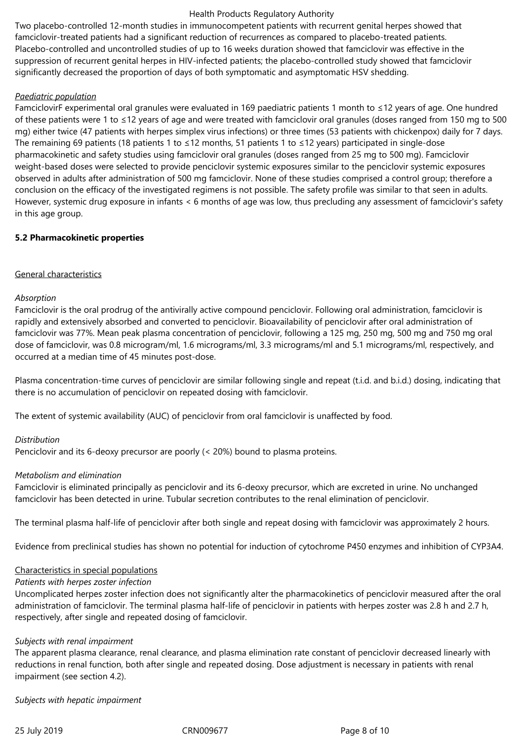Two placebo-controlled 12-month studies in immunocompetent patients with recurrent genital herpes showed that famciclovir-treated patients had a significant reduction of recurrences as compared to placebo-treated patients. Placebo-controlled and uncontrolled studies of up to 16 weeks duration showed that famciclovir was effective in the suppression of recurrent genital herpes in HIV-infected patients; the placebo-controlled study showed that famciclovir significantly decreased the proportion of days of both symptomatic and asymptomatic HSV shedding.

*Paediatric population*

FamciclovirF experimental oral granules were evaluated in 169 paediatric patients 1 month to ≤12 years of age. One hundred of these patients were 1 to ≤12 years of age and were treated with famciclovir oral granules (doses ranged from 150 mg to 500 mg) either twice (47 patients with herpes simplex virus infections) or three times (53 patients with chickenpox) daily for 7 days. The remaining 69 patients (18 patients 1 to ≤12 months, 51 patients 1 to ≤12 years) participated in single-dose pharmacokinetic and safety studies using famciclovir oral granules (doses ranged from 25 mg to 500 mg). Famciclovir weight-based doses were selected to provide penciclovir systemic exposures similar to the penciclovir systemic exposures observed in adults after administration of 500 mg famciclovir. None of these studies comprised a control group; therefore a conclusion on the efficacy of the investigated regimens is not possible. The safety profile was similar to that seen in adults. However, systemic drug exposure in infants < 6 months of age was low, thus precluding any assessment of famciclovir's safety in this age group.

## 5.2 Pharmacokinetic properties

General characteristics

*Absorption*

Famciclovir is the oral prodrug of the antivirally active compound penciclovir. Following oral administration, famciclovir is rapidly and extensively absorbed and converted to penciclovir. Bioavailability of penciclovir after oral administration of famciclovir was 77%. Mean peak plasma concentration of penciclovir, following a 125 mg, 250 mg, 500 mg and 750 mg oral dose of famciclovir, was 0.8 microgram/ml, 1.6 micrograms/ml, 3.3 micrograms/ml and 5.1 micrograms/ml, respectively, and occurred at a median time of 45 minutes post-dose.

Plasma concentration-time curves of penciclovir are similar following single and repeat (t.i.d. and b.i.d.) dosing, indicating that there is no accumulation of penciclovir on repeated dosing with famciclovir.

The extent of systemic availability (AUC) of penciclovir from oral famciclovir is unaffected by food.

*Distribution*

Penciclovir and its 6-deoxy precursor are poorly (< 20%) bound to plasma proteins.

*Metabolism and elimination*

Famciclovir is eliminated principally as penciclovir and its 6-deoxy precursor, which are excreted in urine. No unchanged famciclovir has been detected in urine. Tubular secretion contributes to the renal elimination of penciclovir.

The terminal plasma half-life of penciclovir after both single and repeat dosing with famciclovir was approximately 2 hours.

Evidence from preclinical studies has shown no potential for induction of cytochrome P450 enzymes and inhibition of CYP3A4.

Characteristics in special populations

*Patients with herpes zoster infection*

Uncomplicated herpes zoster infection does not significantly alter the pharmacokinetics of penciclovir measured after the oral administration of famciclovir. The terminal plasma half-life of penciclovir in patients with herpes zoster was 2.8 h and 2.7 h, respectively, after single and repeated dosing of famciclovir.

*Subjects with renal impairment*

The apparent plasma clearance, renal clearance, and plasma elimination rate constant of penciclovir decreased linearly with reductions in renal function, both after single and repeated dosing. Dose adjustment is necessary in patients with renal impairment (see section 4.2).

*Subjects with hepatic impairment*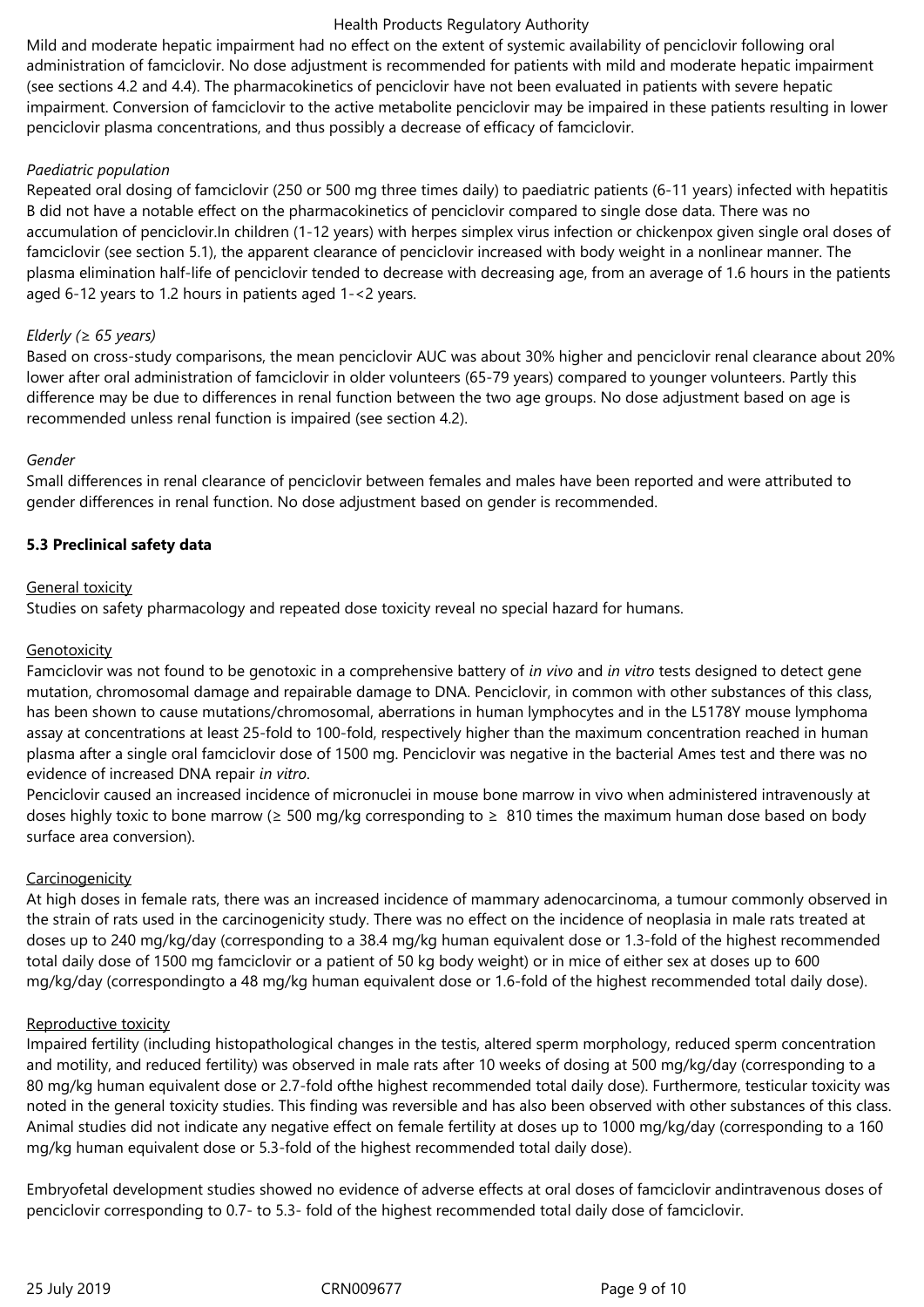Mild and moderate hepatic impairment had no effect on the extent of systemic availability of penciclovir following oral administration of famciclovir. No dose adjustment is recommended for patients with mild and moderate hepatic impairment (see sections 4.2 and 4.4). The pharmacokinetics of penciclovir have not been evaluated in patients with severe hepatic impairment. Conversion of famciclovir to the active metabolite penciclovir may be impaired in these patients resulting in lower penciclovir plasma concentrations, and thus possibly a decrease of efficacy of famciclovir.

*Paediatric population*

Repeated oral dosing of famciclovir (250 or 500 mg three times daily) to paediatric patients (6-11 years) infected with hepatitis B did not have a notable effect on the pharmacokinetics of penciclovir compared to single dose data. There was no accumulation of penciclovir.In children (1-12 years) with herpes simplex virus infection or chickenpox given single oral doses of famciclovir (see section 5.1), the apparent clearance of penciclovir increased with body weight in a nonlinear manner. The plasma elimination half-life of penciclovir tended to decrease with decreasing age, from an average of 1.6 hours in the patients aged 6-12 years to 1.2 hours in patients aged 1-<2 years.

*Elderly (≥ 65 years)*

Based on cross-study comparisons, the mean penciclovir AUC was about 30% higher and penciclovir renal clearance about 20% lower after oral administration of famciclovir in older volunteers (65-79 years) compared to younger volunteers. Partly this difference may be due to differences in renal function between the two age groups. No dose adjustment based on age is recommended unless renal function is impaired (see section 4.2).

*Gender*

Small differences in renal clearance of penciclovir between females and males have been reported and were attributed to gender differences in renal function. No dose adjustment based on gender is recommended.

**5.3 Preclinical safety data**

General toxicity

Studies on safety pharmacology and repeated dose toxicity reveal no special hazard for humans.

Genotoxicity

Famciclovir was not found to be genotoxic in a comprehensive battery of *in vivo* and *in vitro* tests designed to detect gene mutation, chromosomal damage and repairable damage to DNA. Penciclovir, in common with other substances of this class, has been shown to cause mutations/chromosomal, aberrations in human lymphocytes and in the L5178Y mouse lymphoma assay at concentrations at least 25-fold to 100-fold, respectively higher than the maximum concentration reached in human plasma after a single oral famciclovir dose of 1500 mg. Penciclovir was negative in the bacterial Ames test and there was no evidence of increased DNA repair *in vitro*.

Penciclovir caused an increased incidence of micronuclei in mouse bone marrow in vivo when administered intravenously at doses highly toxic to bone marrow (≥ 500 mg/kg corresponding to ≥ 810 times the maximum human dose based on body surface area conversion).

Carcinogenicity

At high doses in female rats, there was an increased incidence of mammary adenocarcinoma, a tumour commonly observed in the strain of rats used in the carcinogenicity study. There was no effect on the incidence of neoplasia in male rats treated at doses up to 240 mg/kg/day (corresponding to a 38.4 mg/kg human equivalent dose or 1.3-fold of the highest recommended total daily dose of 1500 mg famciclovir or a patient of 50 kg body weight) or in mice of either sex at doses up to 600 mg/kg/day (correspondingto a 48 mg/kg human equivalent dose or 1.6-fold of the highest recommended total daily dose).

Reproductive toxicity

Impaired fertility (including histopathological changes in the testis, altered sperm morphology, reduced sperm concentration and motility, and reduced fertility) was observed in male rats after 10 weeks of dosing at 500 mg/kg/day (corresponding to a 80 mg/kg human equivalent dose or 2.7-fold ofthe highest recommended total daily dose). Furthermore, testicular toxicity was noted in the general toxicity studies. This finding was reversible and has also been observed with other substances of this class. Animal studies did not indicate any negative effect on female fertility at doses up to 1000 mg/kg/day (corresponding to a 160 mg/kg human equivalent dose or 5.3-fold of the highest recommended total daily dose).

Embryofetal development studies showed no evidence of adverse effects at oral doses of famciclovir andintravenous doses of penciclovir corresponding to 0.7- to 5.3- fold of the highest recommended total daily dose of famciclovir.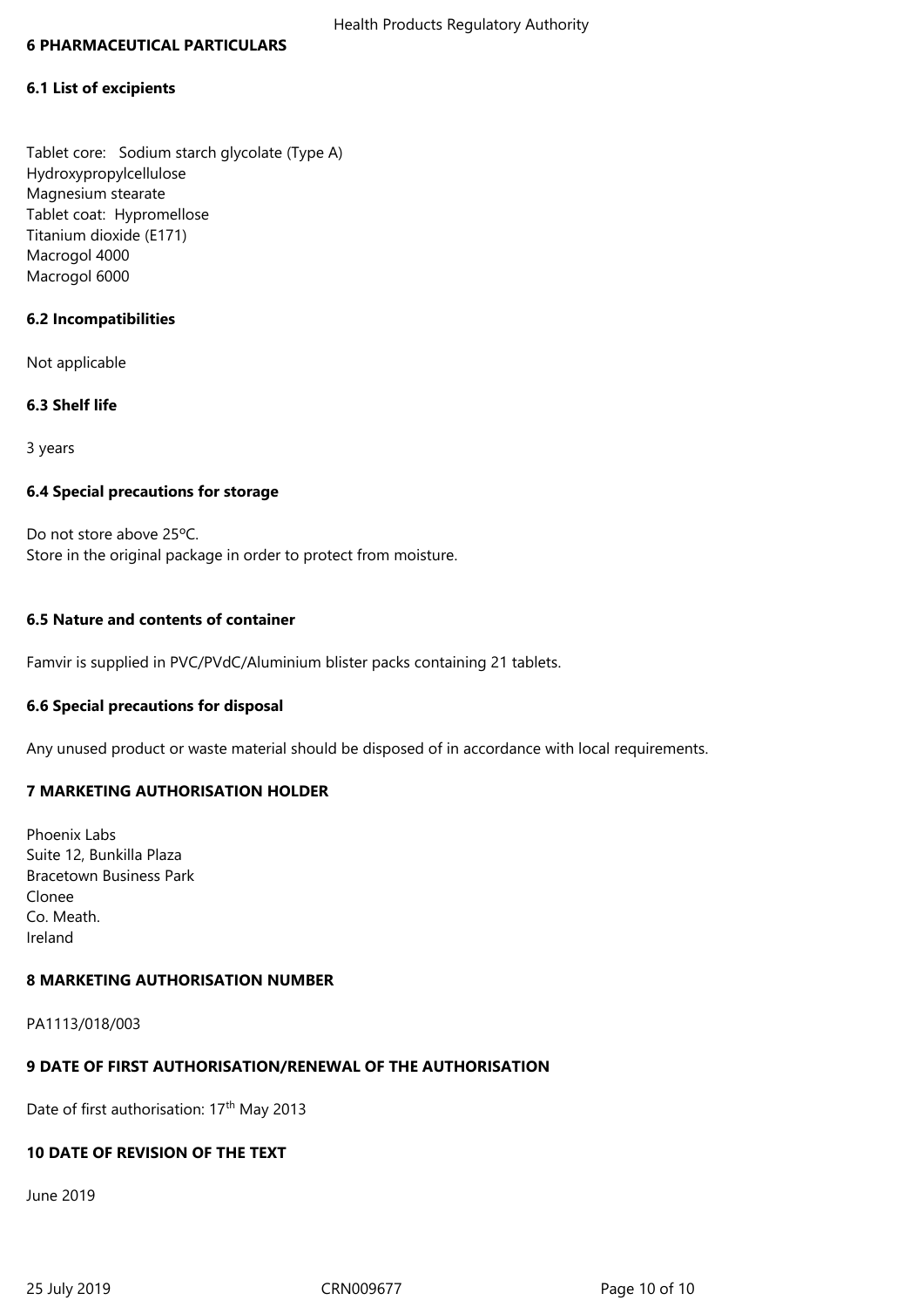## 6 PHARMACEUTICAL PARTICULARS

### 6.1 List of excipients

Tablet core: Sodium starch glycolate (Type A)
Hydroxypropylcellulose
Magnesium stearate
Tablet coat: Hypromellose
Titanium dioxide (E171)
Macrogol 4000
Macrogol 6000

### 6.2 Incompatibilities

Not applicable

### 6.3 Shelf life

3 years

### 6.4 Special precautions for storage

Do not store above 25ºC.
Store in the original package in order to protect from moisture.

### 6.5 Nature and contents of container

Famvir is supplied in PVC/PVdC/Aluminium blister packs containing 21 tablets.

### 6.6 Special precautions for disposal

Any unused product or waste material should be disposed of in accordance with local requirements.

## 7 MARKETING AUTHORISATION HOLDER

Phoenix Labs
Suite 12, Bunkilla Plaza
Bracetown Business Park
Clonee
Co. Meath.
Ireland

## 8 MARKETING AUTHORISATION NUMBER

PA1113/018/003

## 9 DATE OF FIRST AUTHORISATION/RENEWAL OF THE AUTHORISATION

Date of first authorisation: 17th May 2013

## 10 DATE OF REVISION OF THE TEXT

June 2019